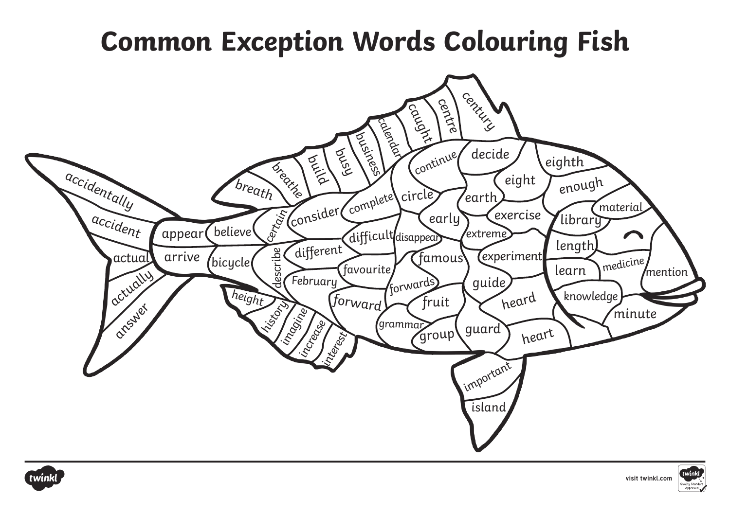# Common Exception Words Colouring Fish

accidentally
accident
actual
actually
answer
appear
arrive
believe
bicycle
certain
describe
breath
breathe
build
busy
business
calendar
caught
centre
century
consider
different
February
height
history
imagine
increase
interest
complete
difficult
favourite
forward
circle
disappear
forwards
grammar
continue
early
famous
fruit
group
decide
earth
extreme
guide
guard
eight
exercise
experiment
heard
heart
eighth
enough
library
material
length
learn
medicine
mention
knowledge
minute
important
island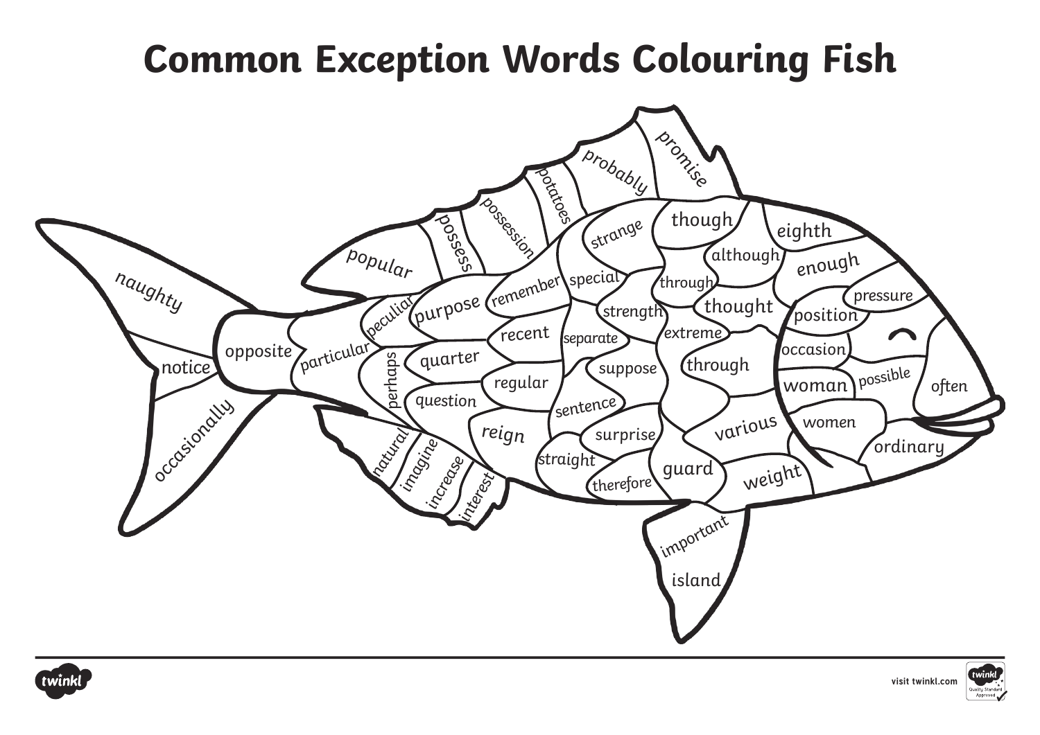# Common Exception Words Colouring Fish

promise
probably
potatoes
possession
possess
popular
naughty
strange
though
eighth
although
enough
special
remember
through
peculiar
purpose
strength
thought
pressure
position
recent
separate
extreme
opposite
particular
occasion
notice
perhaps
quarter
suppose
through
woman
possible
often
regular
question
sentence
various
women
occasionally
reign
surprise
ordinary
natural
imagine
straight
increase
interest
therefore
guard
weight
important
island